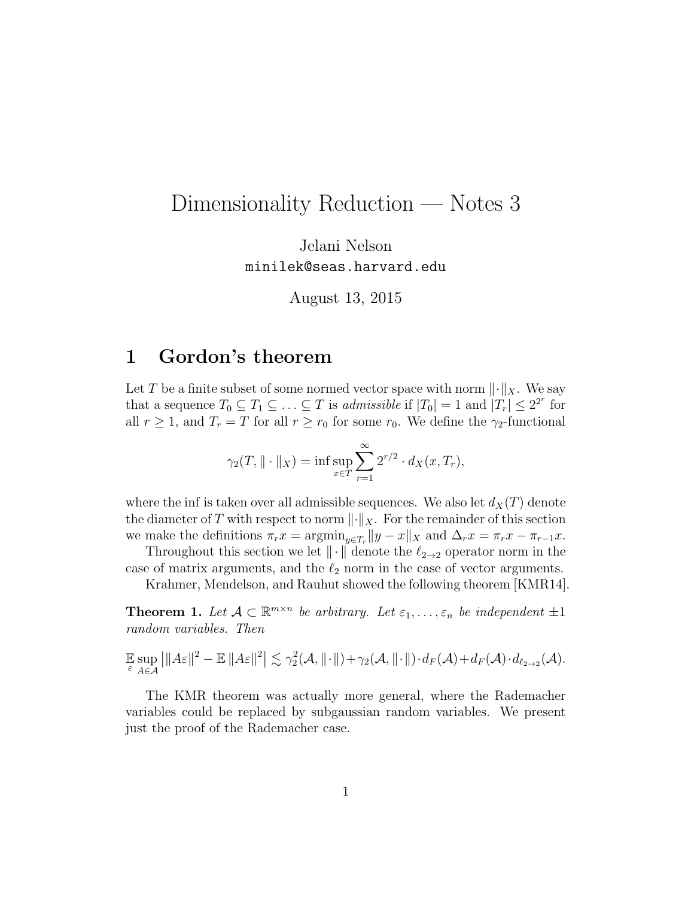# Dimensionality Reduction — Notes 3

Jelani Nelson
minilek@seas.harvard.edu

August 13, 2015

## 1 Gordon's theorem

Let $T$ be a finite subset of some normed vector space with norm $\|\cdot\|_X$. We say that a sequence $T_0 \subseteq T_1 \subseteq \ldots \subseteq T$ is *admissible* if $|T_0| = 1$ and $|T_r| \le 2^{2^r}$ for all $r \ge 1$, and $T_r = T$ for all $r \ge r_0$ for some $r_0$. We define the $\gamma_2$-functional

$$\gamma_2(T, \|\cdot\|_X) = \inf \sup_{x \in T} \sum_{r=1}^{\infty} 2^{r/2} \cdot d_X(x, T_r),$$

where the inf is taken over all admissible sequences. We also let $d_X(T)$ denote the diameter of $T$ with respect to norm $\|\cdot\|_X$. For the remainder of this section we make the definitions $\pi_r x = \mathrm{argmin}_{y \in T_r} \|y - x\|_X$ and $\Delta_r x = \pi_r x - \pi_{r-1} x$.

Throughout this section we let $\|\cdot\|$ denote the $\ell_{2\to 2}$ operator norm in the case of matrix arguments, and the $\ell_2$ norm in the case of vector arguments.

Krahmer, Mendelson, and Rauhut showed the following theorem [KMR14].

**Theorem 1.** *Let $\mathcal{A} \subset \mathbb{R}^{m \times n}$ be arbitrary. Let $\varepsilon_1, \ldots, \varepsilon_n$ be independent $\pm 1$ random variables. Then*

$$\mathop{\mathbb{E}}_{\varepsilon} \sup_{A \in \mathcal{A}} \left| \|A\varepsilon\|^2 - \mathbb{E}\, \|A\varepsilon\|^2 \right| \lesssim \gamma_2^2(\mathcal{A}, \|\cdot\|) + \gamma_2(\mathcal{A}, \|\cdot\|) \cdot d_F(\mathcal{A}) + d_F(\mathcal{A}) \cdot d_{\ell_{2\to 2}}(\mathcal{A}).$$

The KMR theorem was actually more general, where the Rademacher variables could be replaced by subgaussian random variables. We present just the proof of the Rademacher case.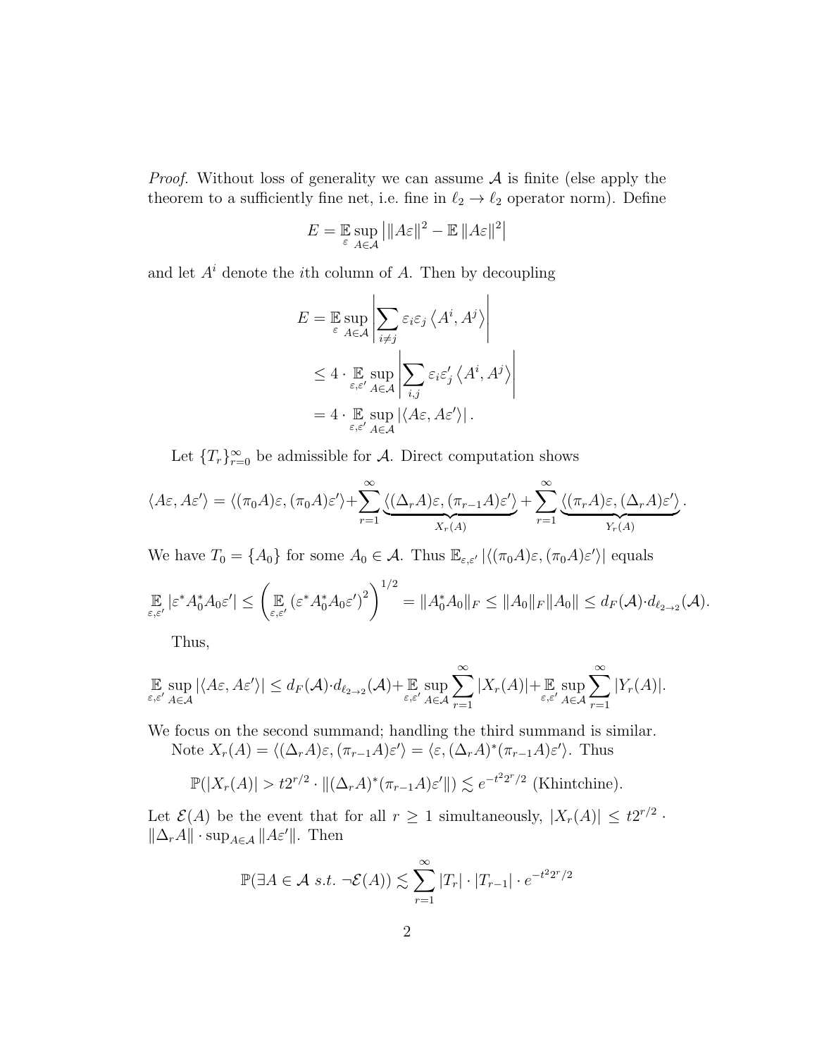*Proof.* Without loss of generality we can assume $\mathcal{A}$ is finite (else apply the theorem to a sufficiently fine net, i.e. fine in $\ell_2 \to \ell_2$ operator norm). Define

$$E = \mathop{\mathbb{E}}_{\varepsilon} \sup_{A \in \mathcal{A}} \left| \|A\varepsilon\|^2 - \mathbb{E}\, \|A\varepsilon\|^2 \right|$$

and let $A^i$ denote the $i$th column of $A$. Then by decoupling

$$\begin{aligned} E &= \mathop{\mathbb{E}}_{\varepsilon} \sup_{A \in \mathcal{A}} \left| \sum_{i \neq j} \varepsilon_i \varepsilon_j \left\langle A^i, A^j \right\rangle \right| \\ &\leq 4 \cdot \mathop{\mathbb{E}}_{\varepsilon, \varepsilon'} \sup_{A \in \mathcal{A}} \left| \sum_{i,j} \varepsilon_i \varepsilon'_j \left\langle A^i, A^j \right\rangle \right| \\ &= 4 \cdot \mathop{\mathbb{E}}_{\varepsilon, \varepsilon'} \sup_{A \in \mathcal{A}} \left| \langle A\varepsilon, A\varepsilon' \rangle \right|. \end{aligned}$$

Let $\{T_r\}_{r=0}^{\infty}$ be admissible for $\mathcal{A}$. Direct computation shows

$$\langle A\varepsilon, A\varepsilon' \rangle = \langle (\pi_0 A)\varepsilon, (\pi_0 A)\varepsilon' \rangle + \sum_{r=1}^{\infty} \underbrace{\langle (\Delta_r A)\varepsilon, (\pi_{r-1} A)\varepsilon' \rangle}_{X_r(A)} + \sum_{r=1}^{\infty} \underbrace{\langle (\pi_r A)\varepsilon, (\Delta_r A)\varepsilon' \rangle}_{Y_r(A)}.$$

We have $T_0 = \{A_0\}$ for some $A_0 \in \mathcal{A}$. Thus $\mathbb{E}_{\varepsilon,\varepsilon'} |\langle (\pi_0 A)\varepsilon, (\pi_0 A)\varepsilon' \rangle|$ equals

$$\mathop{\mathbb{E}}_{\varepsilon,\varepsilon'} |\varepsilon^* A_0^* A_0 \varepsilon'| \leq \left( \mathop{\mathbb{E}}_{\varepsilon,\varepsilon'} \left(\varepsilon^* A_0^* A_0 \varepsilon'\right)^2 \right)^{1/2} = \|A_0^* A_0\|_F \leq \|A_0\|_F \|A_0\| \leq d_F(\mathcal{A}) \cdot d_{\ell_{2\to 2}}(\mathcal{A}).$$

Thus,

$$\mathop{\mathbb{E}}_{\varepsilon,\varepsilon'} \sup_{A \in \mathcal{A}} |\langle A\varepsilon, A\varepsilon' \rangle| \leq d_F(\mathcal{A}) \cdot d_{\ell_{2\to 2}}(\mathcal{A}) + \mathop{\mathbb{E}}_{\varepsilon,\varepsilon'} \sup_{A \in \mathcal{A}} \sum_{r=1}^{\infty} |X_r(A)| + \mathop{\mathbb{E}}_{\varepsilon,\varepsilon'} \sup_{A \in \mathcal{A}} \sum_{r=1}^{\infty} |Y_r(A)|.$$

We focus on the second summand; handling the third summand is similar.

Note $X_r(A) = \langle (\Delta_r A)\varepsilon, (\pi_{r-1} A)\varepsilon' \rangle = \langle \varepsilon, (\Delta_r A)^* (\pi_{r-1} A)\varepsilon' \rangle$. Thus

$$\mathbb{P}(|X_r(A)| > t 2^{r/2} \cdot \|(\Delta_r A)^* (\pi_{r-1} A)\varepsilon'\|) \lesssim e^{-t^2 2^r/2} \text{ (Khintchine)}.$$

Let $\mathcal{E}(A)$ be the event that for all $r \geq 1$ simultaneously, $|X_r(A)| \leq t 2^{r/2} \cdot \|\Delta_r A\| \cdot \sup_{A \in \mathcal{A}} \|A\varepsilon'\|$. Then

$$\mathbb{P}(\exists A \in \mathcal{A} \ s.t.\ \neg \mathcal{E}(A)) \lesssim \sum_{r=1}^{\infty} |T_r| \cdot |T_{r-1}| \cdot e^{-t^2 2^r/2}$$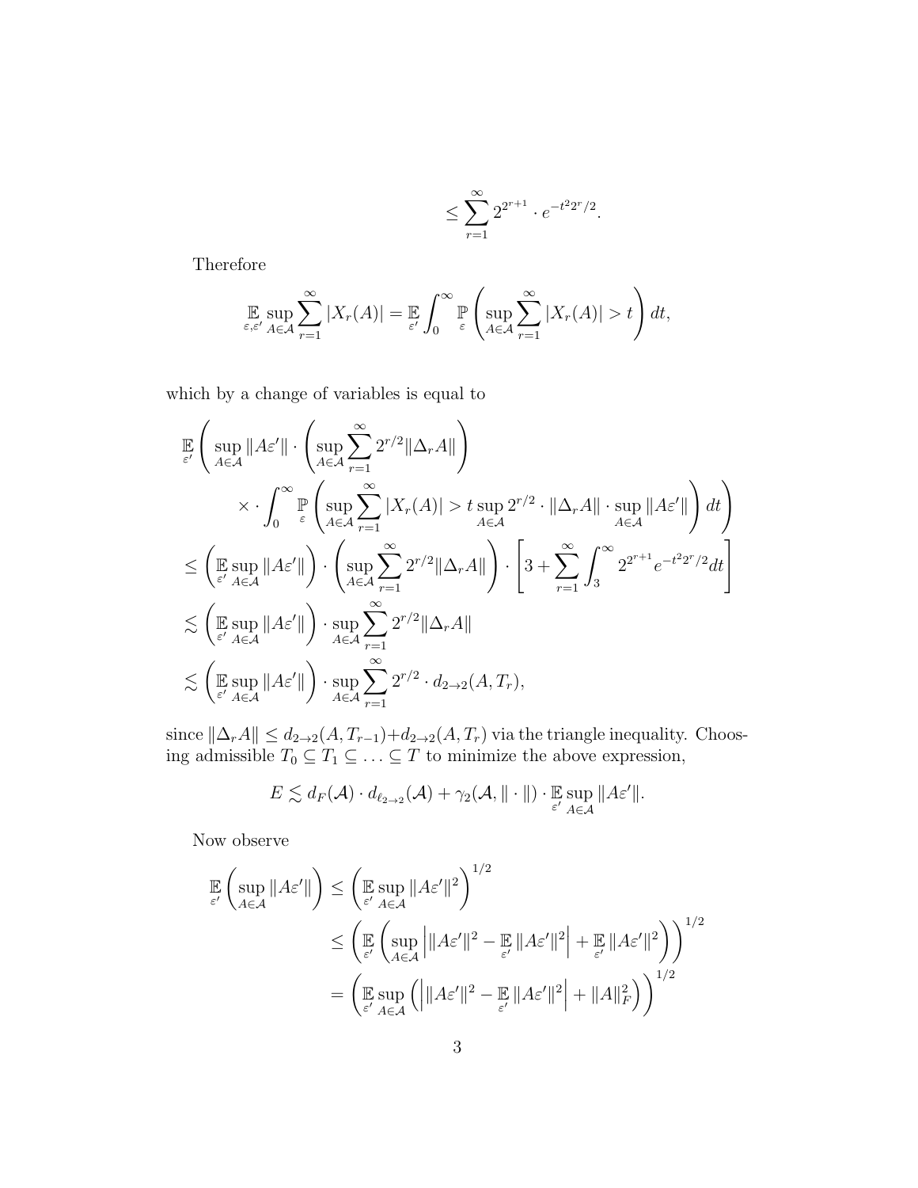$$\leq \sum_{r=1}^{\infty} 2^{2^{r+1}} \cdot e^{-t^2 2^r/2}.$$

Therefore

$$\mathop{\mathbb{E}}_{\varepsilon,\varepsilon'} \sup_{A\in\mathcal{A}} \sum_{r=1}^{\infty} |X_r(A)| = \mathop{\mathbb{E}}_{\varepsilon'} \int_0^{\infty} \mathop{\mathbb{P}}_{\varepsilon} \left( \sup_{A\in\mathcal{A}} \sum_{r=1}^{\infty} |X_r(A)| > t \right) dt,$$

which by a change of variables is equal to

$$\begin{aligned}
&\mathop{\mathbb{E}}_{\varepsilon'} \Bigg( \sup_{A\in\mathcal{A}} \|A\varepsilon'\| \cdot \left( \sup_{A\in\mathcal{A}} \sum_{r=1}^{\infty} 2^{r/2} \|\Delta_r A\| \right) \\
&\qquad \times \cdot \int_0^{\infty} \mathop{\mathbb{P}}_{\varepsilon} \left( \sup_{A\in\mathcal{A}} \sum_{r=1}^{\infty} |X_r(A)| > t \sup_{A\in\mathcal{A}} 2^{r/2} \cdot \|\Delta_r A\| \cdot \sup_{A\in\mathcal{A}} \|A\varepsilon'\| \right) dt \Bigg) \\
&\leq \left( \mathop{\mathbb{E}}_{\varepsilon'} \sup_{A\in\mathcal{A}} \|A\varepsilon'\| \right) \cdot \left( \sup_{A\in\mathcal{A}} \sum_{r=1}^{\infty} 2^{r/2} \|\Delta_r A\| \right) \cdot \left[ 3 + \sum_{r=1}^{\infty} \int_3^{\infty} 2^{2^{r+1}} e^{-t^2 2^r/2} dt \right] \\
&\lesssim \left( \mathop{\mathbb{E}}_{\varepsilon'} \sup_{A\in\mathcal{A}} \|A\varepsilon'\| \right) \cdot \sup_{A\in\mathcal{A}} \sum_{r=1}^{\infty} 2^{r/2} \|\Delta_r A\| \\
&\lesssim \left( \mathop{\mathbb{E}}_{\varepsilon'} \sup_{A\in\mathcal{A}} \|A\varepsilon'\| \right) \cdot \sup_{A\in\mathcal{A}} \sum_{r=1}^{\infty} 2^{r/2} \cdot d_{2\to 2}(A, T_r),
\end{aligned}$$

since $\|\Delta_r A\| \leq d_{2\to2}(A, T_{r-1}) + d_{2\to2}(A, T_r)$ via the triangle inequality. Choosing admissible $T_0 \subseteq T_1 \subseteq \ldots \subseteq T$ to minimize the above expression,

$$E \lesssim d_F(\mathcal{A}) \cdot d_{\ell_{2\to2}}(\mathcal{A}) + \gamma_2(\mathcal{A}, \|\cdot\|) \cdot \mathop{\mathbb{E}}_{\varepsilon'} \sup_{A\in\mathcal{A}} \|A\varepsilon'\|.$$

Now observe

$$\begin{aligned}
\mathop{\mathbb{E}}_{\varepsilon'} \left( \sup_{A\in\mathcal{A}} \|A\varepsilon'\| \right) &\leq \left( \mathop{\mathbb{E}}_{\varepsilon'} \sup_{A\in\mathcal{A}} \|A\varepsilon'\|^2 \right)^{1/2} \\
&\leq \left( \mathop{\mathbb{E}}_{\varepsilon'} \left( \sup_{A\in\mathcal{A}} \left| \|A\varepsilon'\|^2 - \mathop{\mathbb{E}}_{\varepsilon'} \|A\varepsilon'\|^2 \right| + \mathop{\mathbb{E}}_{\varepsilon'} \|A\varepsilon'\|^2 \right) \right)^{1/2} \\
&= \left( \mathop{\mathbb{E}}_{\varepsilon'} \sup_{A\in\mathcal{A}} \left( \left| \|A\varepsilon'\|^2 - \mathop{\mathbb{E}}_{\varepsilon'} \|A\varepsilon'\|^2 \right| + \|A\|_F^2 \right) \right)^{1/2}
\end{aligned}$$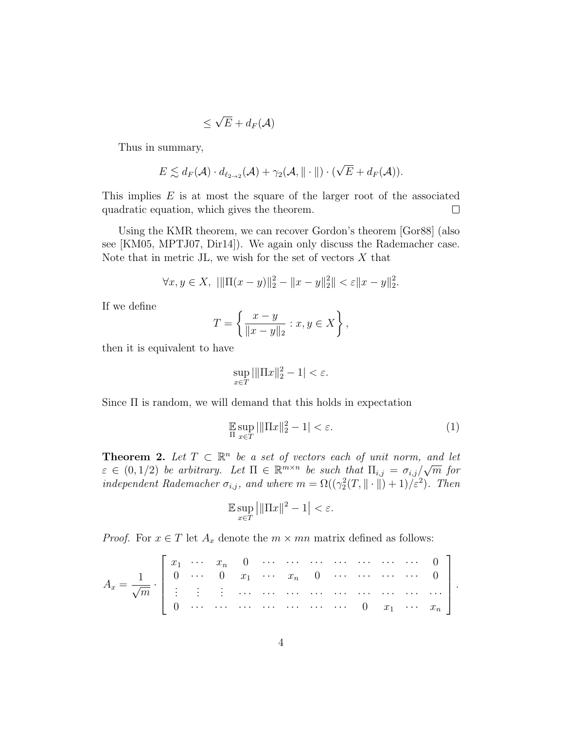$$\leq \sqrt{E} + d_F(\mathcal{A})$$

Thus in summary,

$$E \lesssim d_F(\mathcal{A}) \cdot d_{\ell_{2\to 2}}(\mathcal{A}) + \gamma_2(\mathcal{A}, \|\cdot\|) \cdot (\sqrt{E} + d_F(\mathcal{A})).$$

This implies $E$ is at most the square of the larger root of the associated quadratic equation, which gives the theorem. $\square$

Using the KMR theorem, we can recover Gordon's theorem [Gor88] (also see [KM05, MPTJ07, Dir14]). We again only discuss the Rademacher case. Note that in metric JL, we wish for the set of vectors $X$ that

$$\forall x, y \in X, \ |\|\Pi(x-y)\|_2^2 - \|x-y\|_2^2\| < \varepsilon \|x-y\|_2^2.$$

If we define

$$T = \left\{ \frac{x-y}{\|x-y\|_2} : x, y \in X \right\},$$

then it is equivalent to have

$$\sup_{x \in T} |\|\Pi x\|_2^2 - 1| < \varepsilon.$$

Since $\Pi$ is random, we will demand that this holds in expectation

$$\mathop{\mathbb{E}}_{\Pi} \sup_{x \in T} |\|\Pi x\|_2^2 - 1| < \varepsilon. \tag{1}$$

**Theorem 2.** *Let $T \subset \mathbb{R}^n$ be a set of vectors each of unit norm, and let $\varepsilon \in (0, 1/2)$ be arbitrary. Let $\Pi \in \mathbb{R}^{m \times n}$ be such that $\Pi_{i,j} = \sigma_{i,j}/\sqrt{m}$ for independent Rademacher $\sigma_{i,j}$, and where $m = \Omega((\gamma_2^2(T, \|\cdot\|) + 1)/\varepsilon^2)$. Then*

$$\mathbb{E} \sup_{x \in T} \left| \|\Pi x\|^2 - 1 \right| < \varepsilon.$$

*Proof.* For $x \in T$ let $A_x$ denote the $m \times mn$ matrix defined as follows:

$$A_x = \frac{1}{\sqrt{m}} \cdot \begin{bmatrix} x_1 & \cdots & x_n & 0 & \cdots & \cdots & \cdots & \cdots & \cdots & \cdots & \cdots & 0 \\ 0 & \cdots & 0 & x_1 & \cdots & x_n & 0 & \cdots & \cdots & \cdots & \cdots & 0 \\ \vdots & \vdots & \vdots & \cdots & \cdots & \cdots & \cdots & \cdots & \cdots & \cdots & \cdots & \cdots \\ 0 & \cdots & \cdots & \cdots & \cdots & \cdots & \cdots & \cdots & 0 & x_1 & \cdots & x_n \end{bmatrix}.$$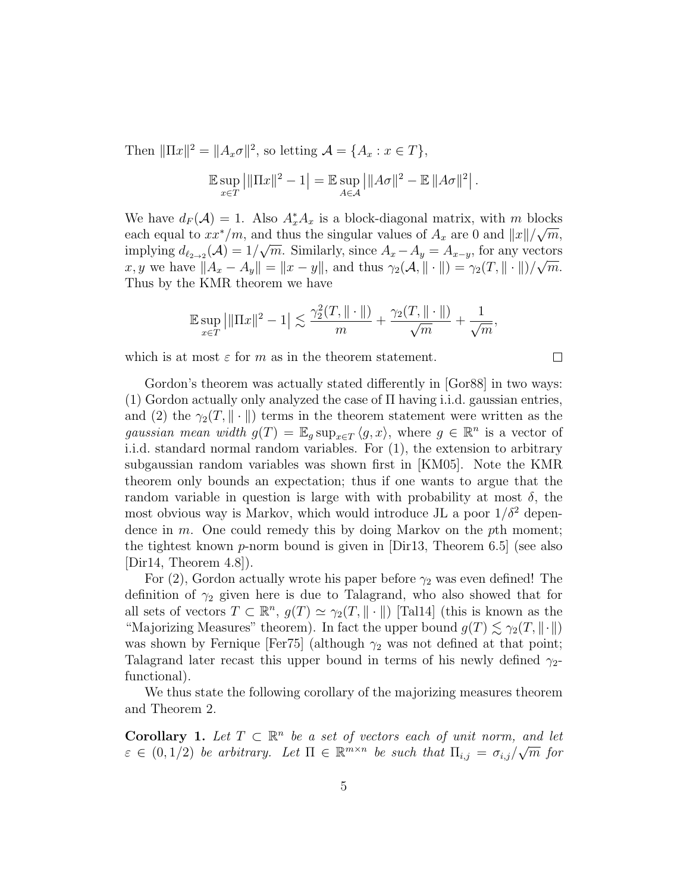Then $\|\Pi x\|^2 = \|A_x \sigma\|^2$, so letting $\mathcal{A} = \{A_x : x \in T\}$,

$$\mathbb{E} \sup_{x \in T} \left| \|\Pi x\|^2 - 1 \right| = \mathbb{E} \sup_{A \in \mathcal{A}} \left| \|A\sigma\|^2 - \mathbb{E} \|A\sigma\|^2 \right|.$$

We have $d_F(\mathcal{A}) = 1$. Also $A_x^* A_x$ is a block-diagonal matrix, with $m$ blocks each equal to $xx^*/m$, and thus the singular values of $A_x$ are 0 and $\|x\|/\sqrt{m}$, implying $d_{\ell_{2\to 2}}(\mathcal{A}) = 1/\sqrt{m}$. Similarly, since $A_x - A_y = A_{x-y}$, for any vectors $x, y$ we have $\|A_x - A_y\| = \|x - y\|$, and thus $\gamma_2(\mathcal{A}, \|\cdot\|) = \gamma_2(T, \|\cdot\|)/\sqrt{m}$. Thus by the KMR theorem we have

$$\mathbb{E} \sup_{x \in T} \left| \|\Pi x\|^2 - 1 \right| \lesssim \frac{\gamma_2^2(T, \|\cdot\|)}{m} + \frac{\gamma_2(T, \|\cdot\|)}{\sqrt{m}} + \frac{1}{\sqrt{m}},$$

which is at most $\varepsilon$ for $m$ as in the theorem statement. □

Gordon's theorem was actually stated differently in [Gor88] in two ways: (1) Gordon actually only analyzed the case of $\Pi$ having i.i.d. gaussian entries, and (2) the $\gamma_2(T, \|\cdot\|)$ terms in the theorem statement were written as the *gaussian mean width* $g(T) = \mathbb{E}_g \sup_{x \in T} \langle g, x \rangle$, where $g \in \mathbb{R}^n$ is a vector of i.i.d. standard normal random variables. For (1), the extension to arbitrary subgaussian random variables was shown first in [KM05]. Note the KMR theorem only bounds an expectation; thus if one wants to argue that the random variable in question is large with with probability at most $\delta$, the most obvious way is Markov, which would introduce JL a poor $1/\delta^2$ dependence in $m$. One could remedy this by doing Markov on the $p$th moment; the tightest known $p$-norm bound is given in [Dir13, Theorem 6.5] (see also [Dir14, Theorem 4.8]).

For (2), Gordon actually wrote his paper before $\gamma_2$ was even defined! The definition of $\gamma_2$ given here is due to Talagrand, who also showed that for all sets of vectors $T \subset \mathbb{R}^n$, $g(T) \simeq \gamma_2(T, \|\cdot\|)$ [Tal14] (this is known as the "Majorizing Measures" theorem). In fact the upper bound $g(T) \lesssim \gamma_2(T, \|\cdot\|)$ was shown by Fernique [Fer75] (although $\gamma_2$ was not defined at that point; Talagrand later recast this upper bound in terms of his newly defined $\gamma_2$-functional).

We thus state the following corollary of the majorizing measures theorem and Theorem 2.

**Corollary 1.** *Let $T \subset \mathbb{R}^n$ be a set of vectors each of unit norm, and let $\varepsilon \in (0, 1/2)$ be arbitrary. Let $\Pi \in \mathbb{R}^{m \times n}$ be such that $\Pi_{i,j} = \sigma_{i,j}/\sqrt{m}$ for*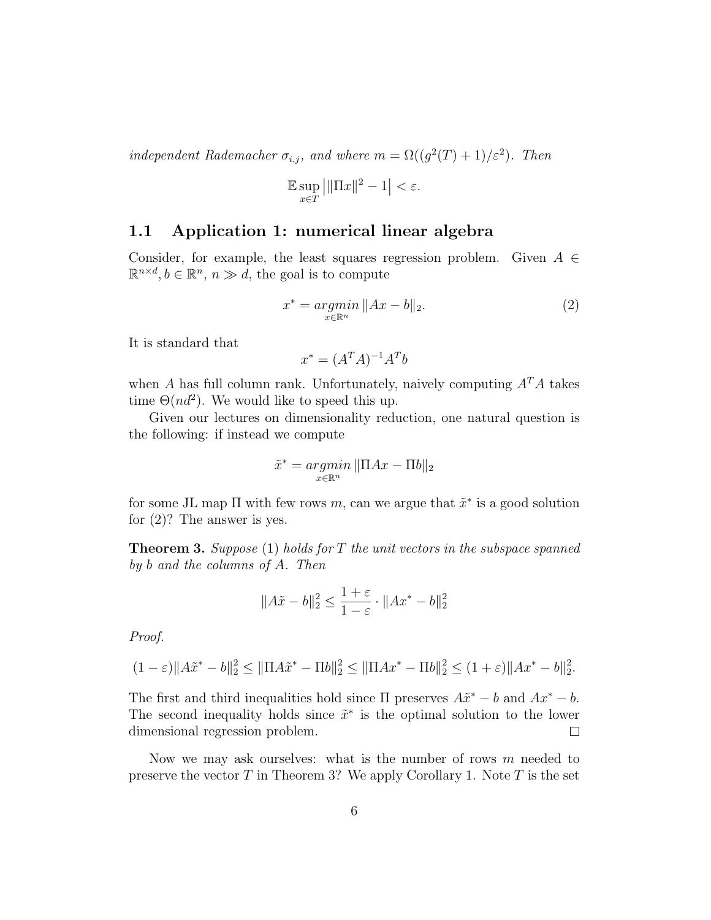*independent Rademacher $\sigma_{i,j}$, and where $m = \Omega((g^2(T)+1)/\varepsilon^2)$. Then*

$$\mathbb{E} \sup_{x \in T} \left| \|\Pi x\|^2 - 1 \right| < \varepsilon.$$

## 1.1 Application 1: numerical linear algebra

Consider, for example, the least squares regression problem. Given $A \in \mathbb{R}^{n \times d}, b \in \mathbb{R}^n$, $n \gg d$, the goal is to compute

$$x^* = \underset{x \in \mathbb{R}^n}{argmin} \|Ax - b\|_2. \tag{2}$$

It is standard that

$$x^* = (A^T A)^{-1} A^T b$$

when $A$ has full column rank. Unfortunately, naively computing $A^T A$ takes time $\Theta(nd^2)$. We would like to speed this up.

Given our lectures on dimensionality reduction, one natural question is the following: if instead we compute

$$\tilde{x}^* = \underset{x \in \mathbb{R}^n}{argmin} \|\Pi Ax - \Pi b\|_2$$

for some JL map $\Pi$ with few rows $m$, can we argue that $\tilde{x}^*$ is a good solution for (2)? The answer is yes.

**Theorem 3.** *Suppose* (1) *holds for $T$ the unit vectors in the subspace spanned by $b$ and the columns of $A$. Then*

$$\|A\tilde{x} - b\|_2^2 \leq \frac{1+\varepsilon}{1-\varepsilon} \cdot \|Ax^* - b\|_2^2$$

*Proof.*

$$(1-\varepsilon)\|A\tilde{x}^* - b\|_2^2 \leq \|\Pi A\tilde{x}^* - \Pi b\|_2^2 \leq \|\Pi Ax^* - \Pi b\|_2^2 \leq (1+\varepsilon)\|Ax^* - b\|_2^2.$$

The first and third inequalities hold since $\Pi$ preserves $A\tilde{x}^* - b$ and $Ax^* - b$. The second inequality holds since $\tilde{x}^*$ is the optimal solution to the lower dimensional regression problem. $\square$

Now we may ask ourselves: what is the number of rows $m$ needed to preserve the vector $T$ in Theorem 3? We apply Corollary 1. Note $T$ is the set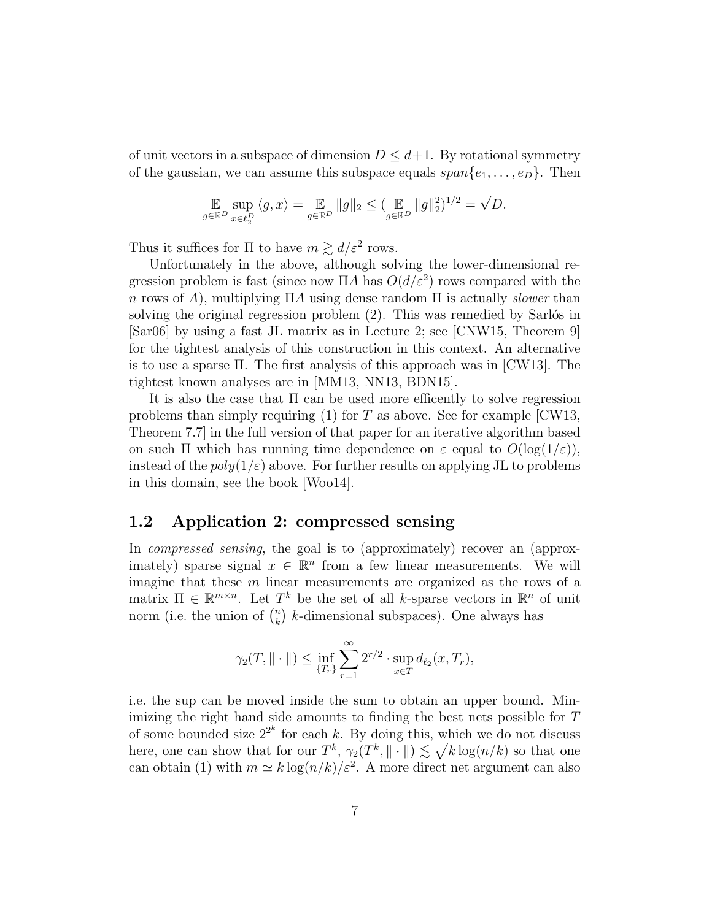of unit vectors in a subspace of dimension $D \leq d+1$. By rotational symmetry of the gaussian, we can assume this subspace equals $span\{e_1, \ldots, e_D\}$. Then

$$\mathop{\mathbb{E}}_{g \in \mathbb{R}^D} \sup_{x \in \ell_2^D} \langle g, x \rangle = \mathop{\mathbb{E}}_{g \in \mathbb{R}^D} \|g\|_2 \leq (\mathop{\mathbb{E}}_{g \in \mathbb{R}^D} \|g\|_2^2)^{1/2} = \sqrt{D}.$$

Thus it suffices for $\Pi$ to have $m \gtrsim d/\varepsilon^2$ rows.

Unfortunately in the above, although solving the lower-dimensional regression problem is fast (since now $\Pi A$ has $O(d/\varepsilon^2)$ rows compared with the $n$ rows of $A$), multiplying $\Pi A$ using dense random $\Pi$ is actually *slower* than solving the original regression problem (2). This was remedied by Sarlós in [Sar06] by using a fast JL matrix as in Lecture 2; see [CNW15, Theorem 9] for the tightest analysis of this construction in this context. An alternative is to use a sparse $\Pi$. The first analysis of this approach was in [CW13]. The tightest known analyses are in [MM13, NN13, BDN15].

It is also the case that $\Pi$ can be used more efficently to solve regression problems than simply requiring (1) for $T$ as above. See for example [CW13, Theorem 7.7] in the full version of that paper for an iterative algorithm based on such $\Pi$ which has running time dependence on $\varepsilon$ equal to $O(\log(1/\varepsilon))$, instead of the $poly(1/\varepsilon)$ above. For further results on applying JL to problems in this domain, see the book [Woo14].

## 1.2 Application 2: compressed sensing

In *compressed sensing*, the goal is to (approximately) recover an (approximately) sparse signal $x \in \mathbb{R}^n$ from a few linear measurements. We will imagine that these $m$ linear measurements are organized as the rows of a matrix $\Pi \in \mathbb{R}^{m \times n}$. Let $T^k$ be the set of all $k$-sparse vectors in $\mathbb{R}^n$ of unit norm (i.e. the union of $\binom{n}{k}$ $k$-dimensional subspaces). One always has

$$\gamma_2(T, \|\cdot\|) \leq \inf_{\{T_r\}} \sum_{r=1}^{\infty} 2^{r/2} \cdot \sup_{x \in T} d_{\ell_2}(x, T_r),$$

i.e. the sup can be moved inside the sum to obtain an upper bound. Minimizing the right hand side amounts to finding the best nets possible for $T$ of some bounded size $2^{2^k}$ for each $k$. By doing this, which we do not discuss here, one can show that for our $T^k$, $\gamma_2(T^k, \|\cdot\|) \lesssim \sqrt{k \log(n/k)}$ so that one can obtain (1) with $m \simeq k \log(n/k)/\varepsilon^2$. A more direct net argument can also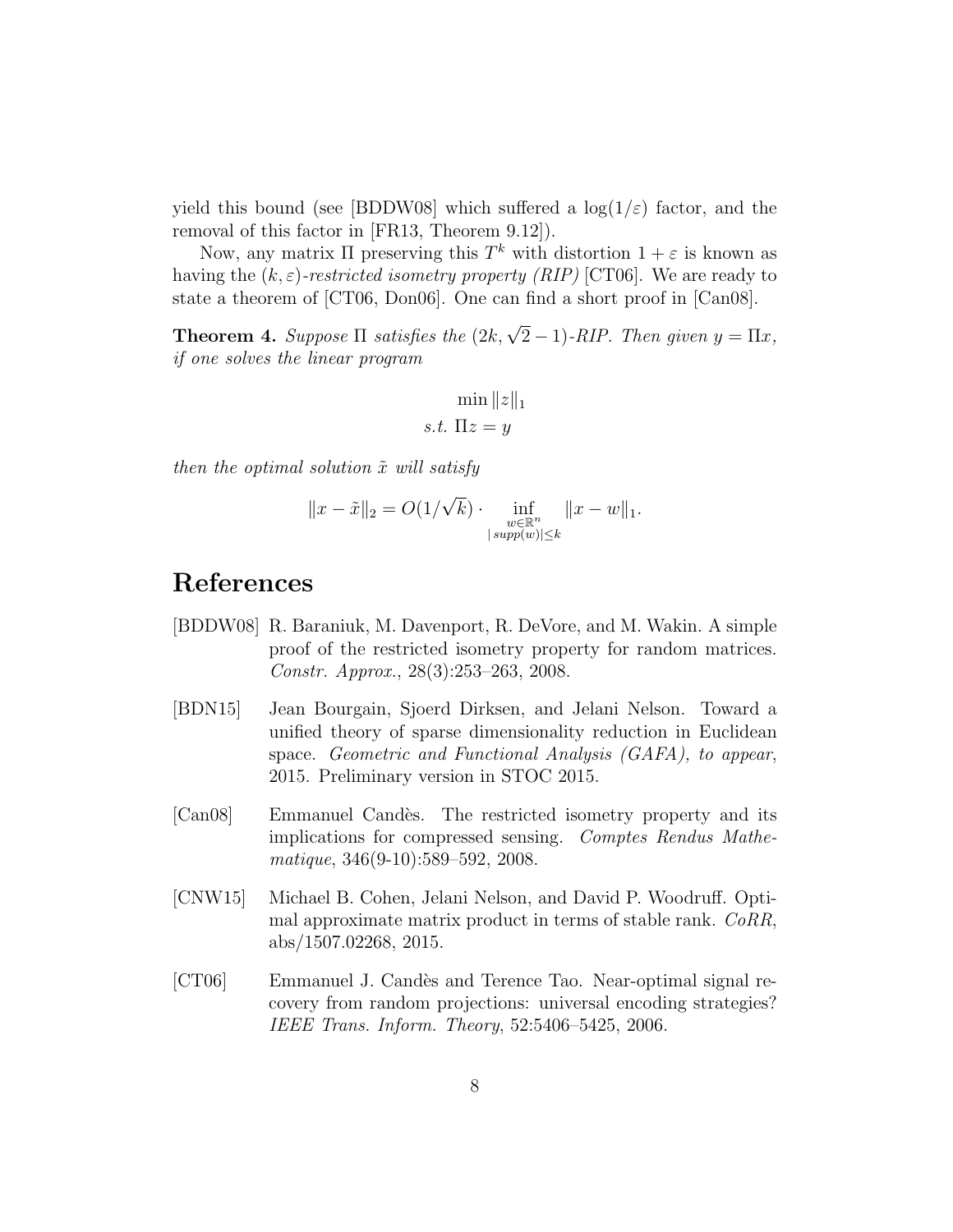yield this bound (see [BDDW08] which suffered a $\log(1/\varepsilon)$ factor, and the removal of this factor in [FR13, Theorem 9.12]).

Now, any matrix $\Pi$ preserving this $T^k$ with distortion $1+\varepsilon$ is known as having the $(k,\varepsilon)$-*restricted isometry property (RIP)* [CT06]. We are ready to state a theorem of [CT06, Don06]. One can find a short proof in [Can08].

**Theorem 4.** *Suppose $\Pi$ satisfies the $(2k, \sqrt{2}-1)$-RIP. Then given $y = \Pi x$, if one solves the linear program*

$$\begin{aligned} &\min \|z\|_1 \\ &\text{s.t. } \Pi z = y \end{aligned}$$

*then the optimal solution $\tilde{x}$ will satisfy*

$$\|x - \tilde{x}\|_2 = O(1/\sqrt{k}) \cdot \inf_{\substack{w \in \mathbb{R}^n \\ |\,supp(w)| \le k}} \|x - w\|_1.$$

# References

[BDDW08] R. Baraniuk, M. Davenport, R. DeVore, and M. Wakin. A simple proof of the restricted isometry property for random matrices. *Constr. Approx.*, 28(3):253–263, 2008.

[BDN15] Jean Bourgain, Sjoerd Dirksen, and Jelani Nelson. Toward a unified theory of sparse dimensionality reduction in Euclidean space. *Geometric and Functional Analysis (GAFA), to appear*, 2015. Preliminary version in STOC 2015.

[Can08] Emmanuel Candès. The restricted isometry property and its implications for compressed sensing. *Comptes Rendus Mathematique*, 346(9-10):589–592, 2008.

[CNW15] Michael B. Cohen, Jelani Nelson, and David P. Woodruff. Optimal approximate matrix product in terms of stable rank. *CoRR*, abs/1507.02268, 2015.

[CT06] Emmanuel J. Candès and Terence Tao. Near-optimal signal recovery from random projections: universal encoding strategies? *IEEE Trans. Inform. Theory*, 52:5406–5425, 2006.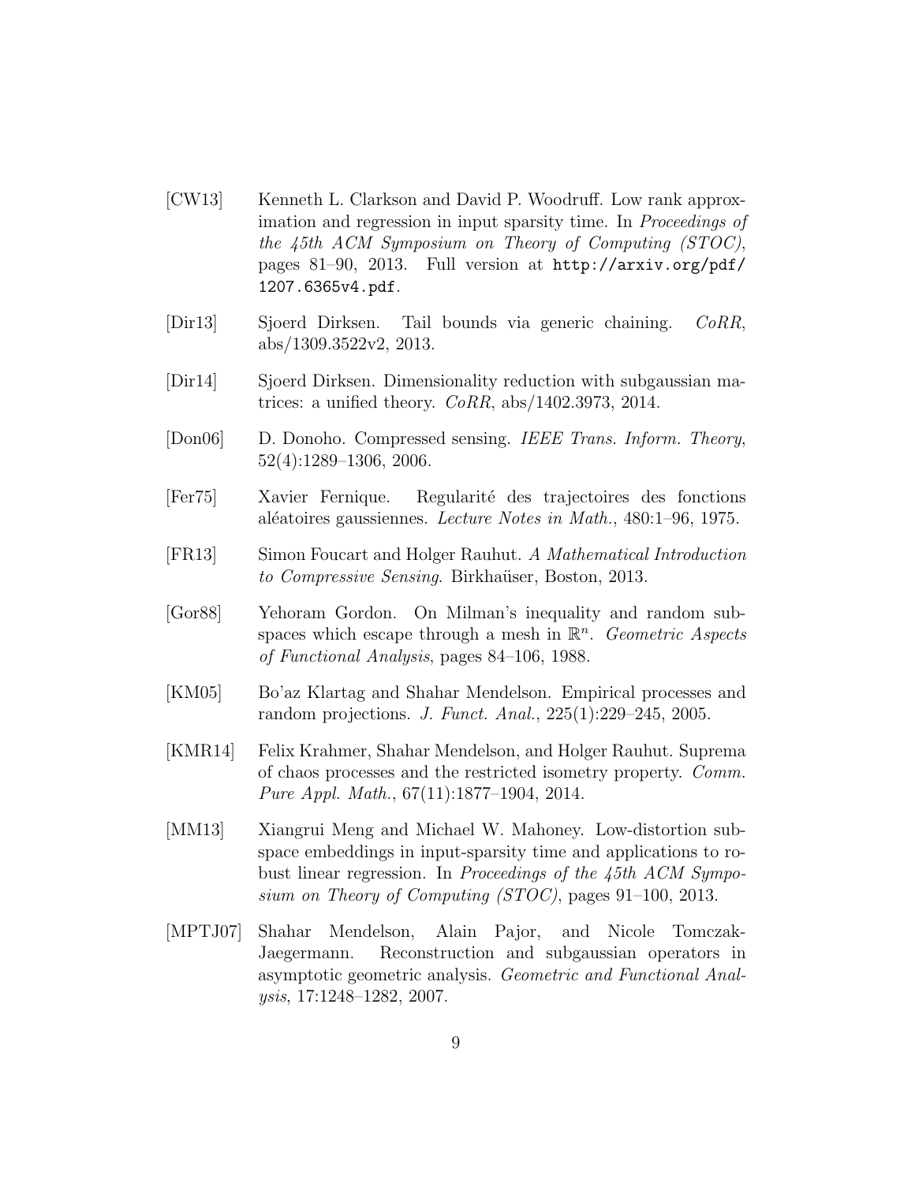[CW13] Kenneth L. Clarkson and David P. Woodruff. Low rank approximation and regression in input sparsity time. In *Proceedings of the 45th ACM Symposium on Theory of Computing (STOC)*, pages 81–90, 2013. Full version at `http://arxiv.org/pdf/1207.6365v4.pdf`.

[Dir13] Sjoerd Dirksen. Tail bounds via generic chaining. *CoRR*, abs/1309.3522v2, 2013.

[Dir14] Sjoerd Dirksen. Dimensionality reduction with subgaussian matrices: a unified theory. *CoRR*, abs/1402.3973, 2014.

[Don06] D. Donoho. Compressed sensing. *IEEE Trans. Inform. Theory*, 52(4):1289–1306, 2006.

[Fer75] Xavier Fernique. Regularité des trajectoires des fonctions aléatoires gaussiennes. *Lecture Notes in Math.*, 480:1–96, 1975.

[FR13] Simon Foucart and Holger Rauhut. *A Mathematical Introduction to Compressive Sensing*. Birkhaüser, Boston, 2013.

[Gor88] Yehoram Gordon. On Milman's inequality and random subspaces which escape through a mesh in $\mathbb{R}^n$. *Geometric Aspects of Functional Analysis*, pages 84–106, 1988.

[KM05] Bo'az Klartag and Shahar Mendelson. Empirical processes and random projections. *J. Funct. Anal.*, 225(1):229–245, 2005.

[KMR14] Felix Krahmer, Shahar Mendelson, and Holger Rauhut. Suprema of chaos processes and the restricted isometry property. *Comm. Pure Appl. Math.*, 67(11):1877–1904, 2014.

[MM13] Xiangrui Meng and Michael W. Mahoney. Low-distortion subspace embeddings in input-sparsity time and applications to robust linear regression. In *Proceedings of the 45th ACM Symposium on Theory of Computing (STOC)*, pages 91–100, 2013.

[MPTJ07] Shahar Mendelson, Alain Pajor, and Nicole Tomczak-Jaegermann. Reconstruction and subgaussian operators in asymptotic geometric analysis. *Geometric and Functional Analysis*, 17:1248–1282, 2007.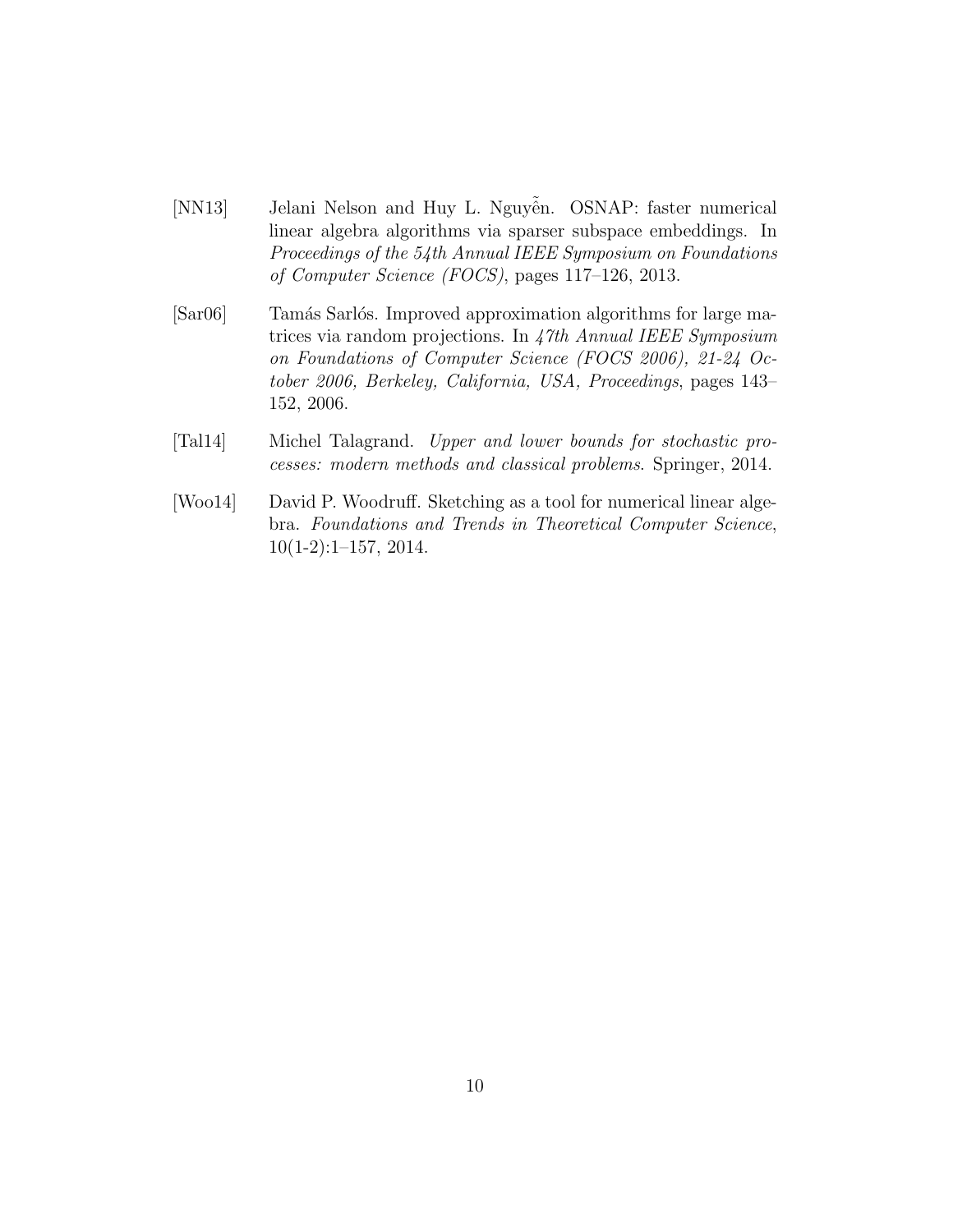- [NN13] Jelani Nelson and Huy L. Nguyễn. OSNAP: faster numerical linear algebra algorithms via sparser subspace embeddings. In *Proceedings of the 54th Annual IEEE Symposium on Foundations of Computer Science (FOCS)*, pages 117–126, 2013.

- [Sar06] Tamás Sarlós. Improved approximation algorithms for large matrices via random projections. In *47th Annual IEEE Symposium on Foundations of Computer Science (FOCS 2006), 21-24 October 2006, Berkeley, California, USA, Proceedings*, pages 143–152, 2006.

- [Tal14] Michel Talagrand. *Upper and lower bounds for stochastic processes: modern methods and classical problems*. Springer, 2014.

- [Woo14] David P. Woodruff. Sketching as a tool for numerical linear algebra. *Foundations and Trends in Theoretical Computer Science*, 10(1-2):1–157, 2014.